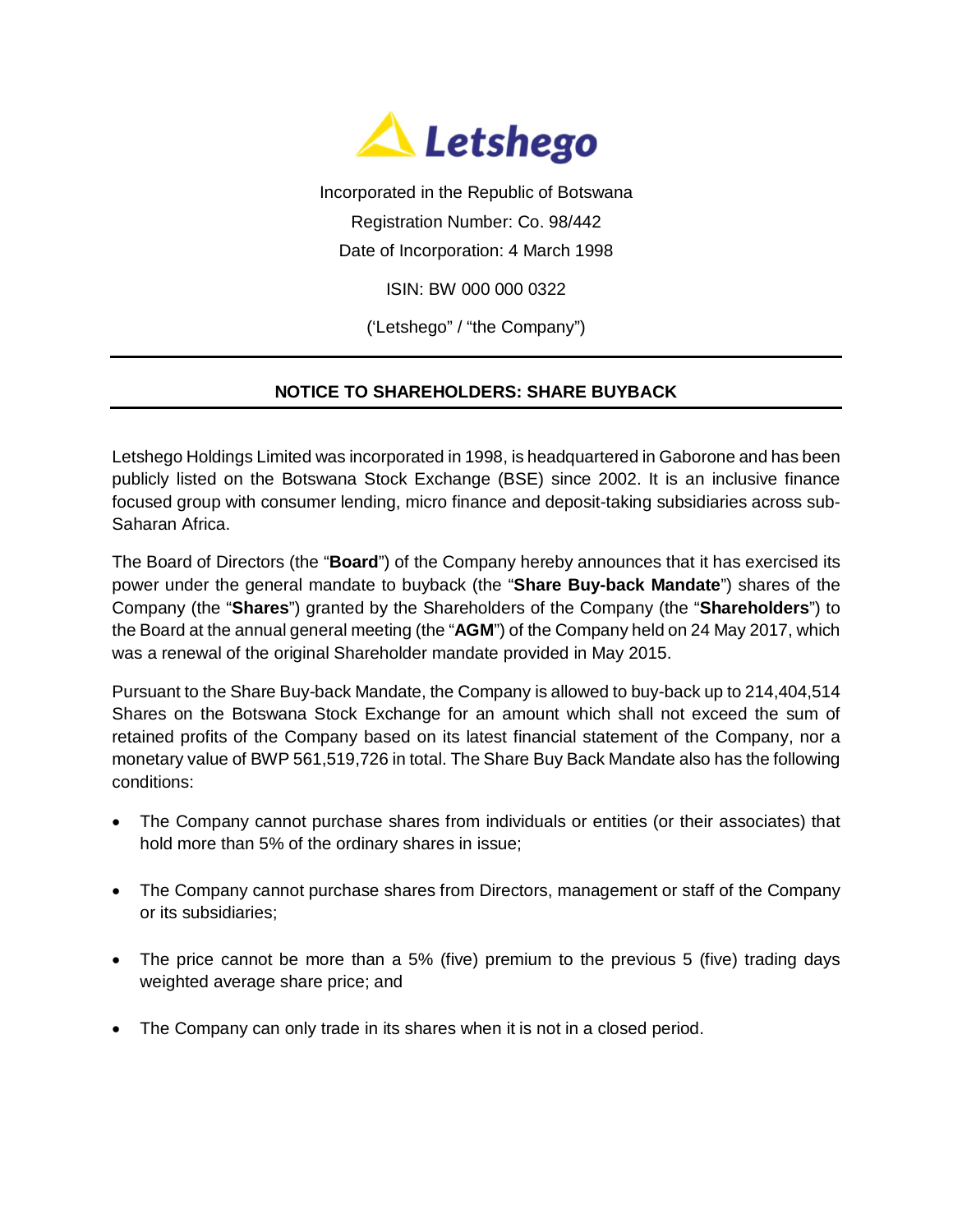Letshego

Incorporated in the Republic of Botswana

Registration Number: Co. 98/442

Date of Incorporation: 4 March 1998

ISIN: BW 000 000 0322

('Letshego" / "the Company")

---

## NOTICE TO SHAREHOLDERS: SHARE BUYBACK

---

Letshego Holdings Limited was incorporated in 1998, is headquartered in Gaborone and has been publicly listed on the Botswana Stock Exchange (BSE) since 2002. It is an inclusive finance focused group with consumer lending, micro finance and deposit-taking subsidiaries across sub-Saharan Africa.

The Board of Directors (the "**Board**") of the Company hereby announces that it has exercised its power under the general mandate to buyback (the "**Share Buy-back Mandate**") shares of the Company (the "**Shares**") granted by the Shareholders of the Company (the "**Shareholders**") to the Board at the annual general meeting (the "**AGM**") of the Company held on 24 May 2017, which was a renewal of the original Shareholder mandate provided in May 2015.

Pursuant to the Share Buy-back Mandate, the Company is allowed to buy-back up to 214,404,514 Shares on the Botswana Stock Exchange for an amount which shall not exceed the sum of retained profits of the Company based on its latest financial statement of the Company, nor a monetary value of BWP 561,519,726 in total. The Share Buy Back Mandate also has the following conditions:

- The Company cannot purchase shares from individuals or entities (or their associates) that hold more than 5% of the ordinary shares in issue;
- The Company cannot purchase shares from Directors, management or staff of the Company or its subsidiaries;
- The price cannot be more than a 5% (five) premium to the previous 5 (five) trading days weighted average share price; and
- The Company can only trade in its shares when it is not in a closed period.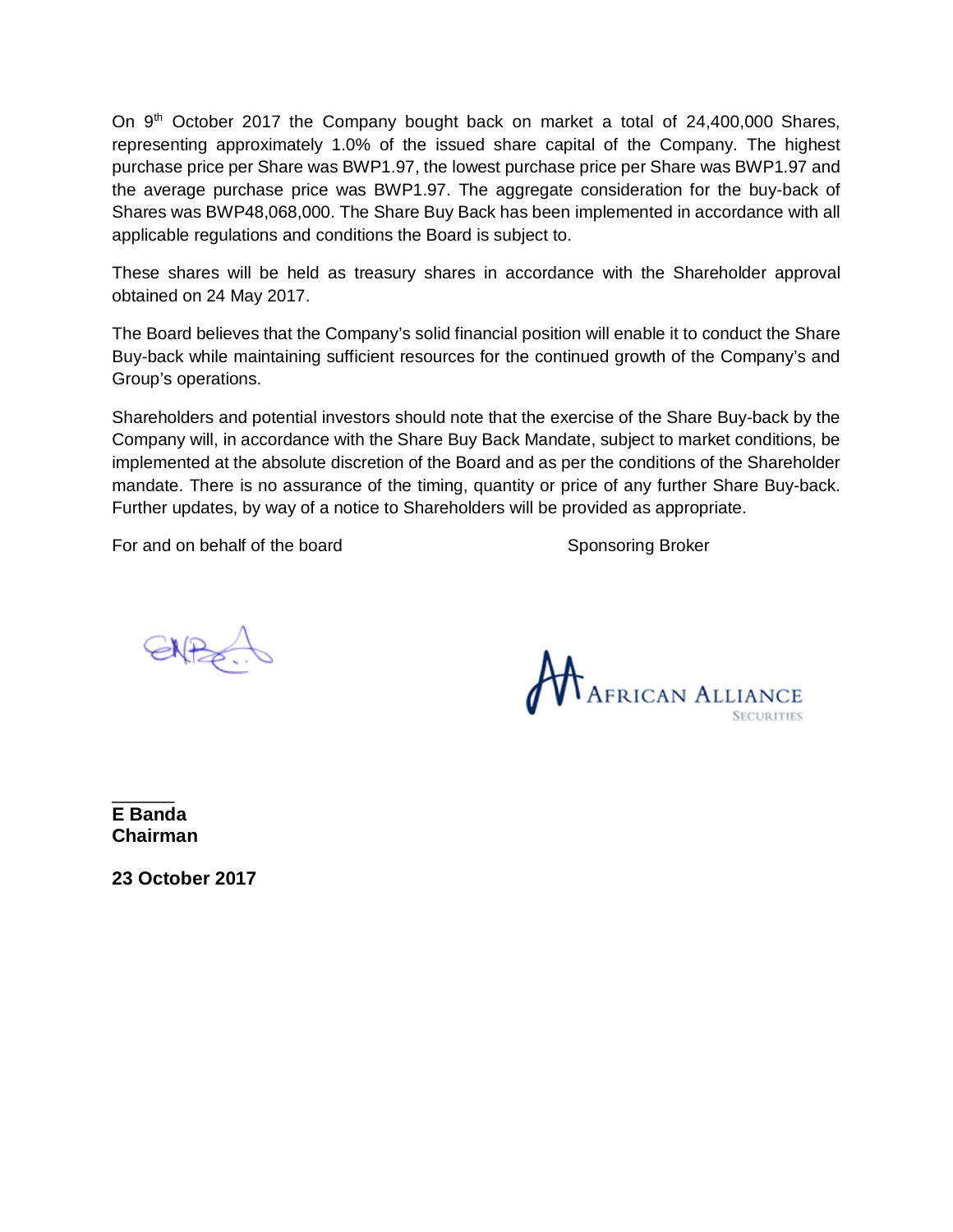On 9th October 2017 the Company bought back on market a total of 24,400,000 Shares, representing approximately 1.0% of the issued share capital of the Company. The highest purchase price per Share was BWP1.97, the lowest purchase price per Share was BWP1.97 and the average purchase price was BWP1.97. The aggregate consideration for the buy-back of Shares was BWP48,068,000. The Share Buy Back has been implemented in accordance with all applicable regulations and conditions the Board is subject to.

These shares will be held as treasury shares in accordance with the Shareholder approval obtained on 24 May 2017.

The Board believes that the Company's solid financial position will enable it to conduct the Share Buy-back while maintaining sufficient resources for the continued growth of the Company's and Group's operations.

Shareholders and potential investors should note that the exercise of the Share Buy-back by the Company will, in accordance with the Share Buy Back Mandate, subject to market conditions, be implemented at the absolute discretion of the Board and as per the conditions of the Shareholder mandate. There is no assurance of the timing, quantity or price of any further Share Buy-back. Further updates, by way of a notice to Shareholders will be provided as appropriate.

For and on behalf of the board

Sponsoring Broker

African Alliance Securities

______

**E Banda**
**Chairman**

**23 October 2017**